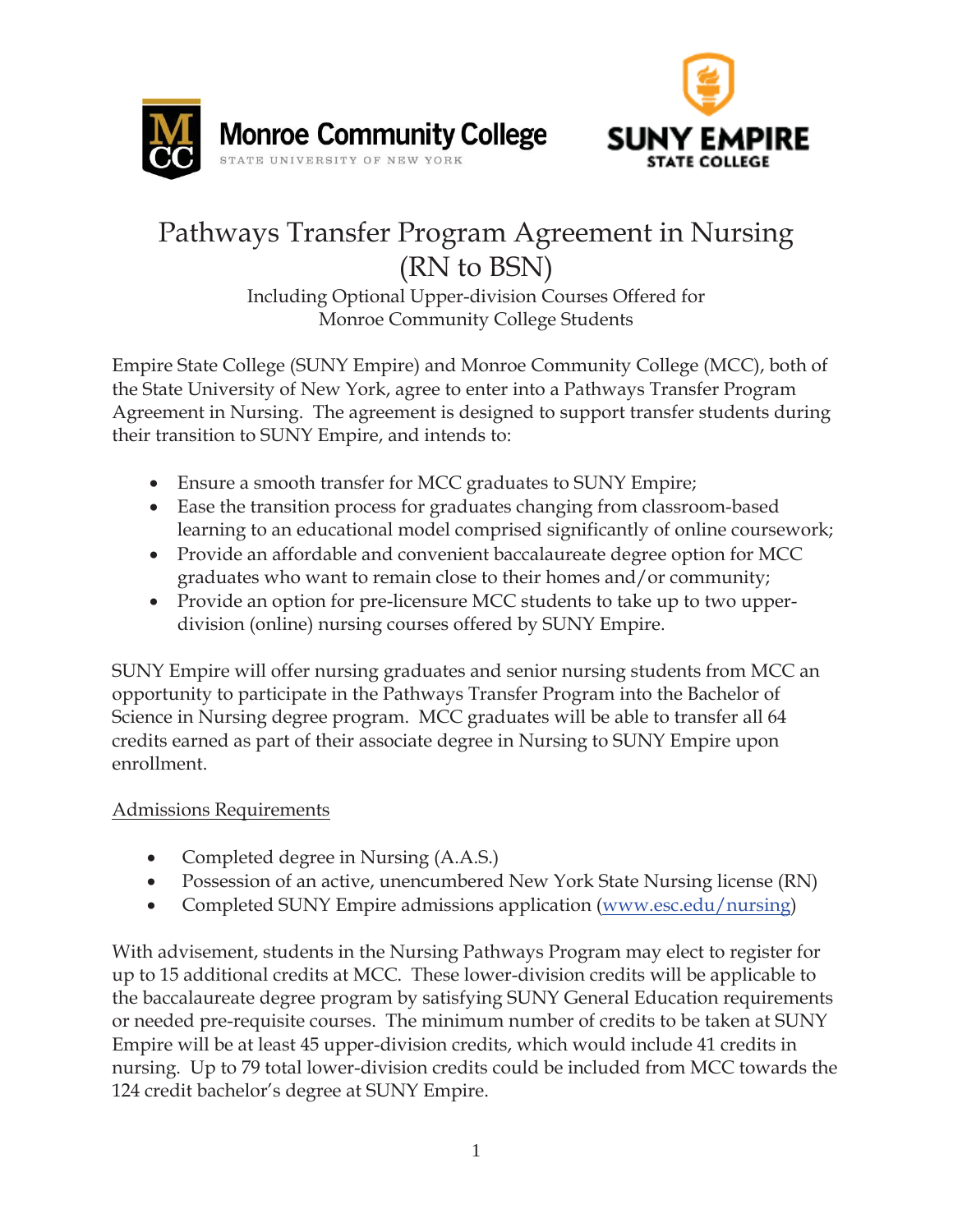Monroe Community College
STATE UNIVERSITY OF NEW YORK

SUNY EMPIRE
STATE COLLEGE

# Pathways Transfer Program Agreement in Nursing (RN to BSN)

Including Optional Upper-division Courses Offered for Monroe Community College Students

Empire State College (SUNY Empire) and Monroe Community College (MCC), both of the State University of New York, agree to enter into a Pathways Transfer Program Agreement in Nursing. The agreement is designed to support transfer students during their transition to SUNY Empire, and intends to:

- Ensure a smooth transfer for MCC graduates to SUNY Empire;
- Ease the transition process for graduates changing from classroom-based learning to an educational model comprised significantly of online coursework;
- Provide an affordable and convenient baccalaureate degree option for MCC graduates who want to remain close to their homes and/or community;
- Provide an option for pre-licensure MCC students to take up to two upper-division (online) nursing courses offered by SUNY Empire.

SUNY Empire will offer nursing graduates and senior nursing students from MCC an opportunity to participate in the Pathways Transfer Program into the Bachelor of Science in Nursing degree program. MCC graduates will be able to transfer all 64 credits earned as part of their associate degree in Nursing to SUNY Empire upon enrollment.

## Admissions Requirements

- Completed degree in Nursing (A.A.S.)
- Possession of an active, unencumbered New York State Nursing license (RN)
- Completed SUNY Empire admissions application ([www.esc.edu/nursing](www.esc.edu/nursing))

With advisement, students in the Nursing Pathways Program may elect to register for up to 15 additional credits at MCC. These lower-division credits will be applicable to the baccalaureate degree program by satisfying SUNY General Education requirements or needed pre-requisite courses. The minimum number of credits to be taken at SUNY Empire will be at least 45 upper-division credits, which would include 41 credits in nursing. Up to 79 total lower-division credits could be included from MCC towards the 124 credit bachelor's degree at SUNY Empire.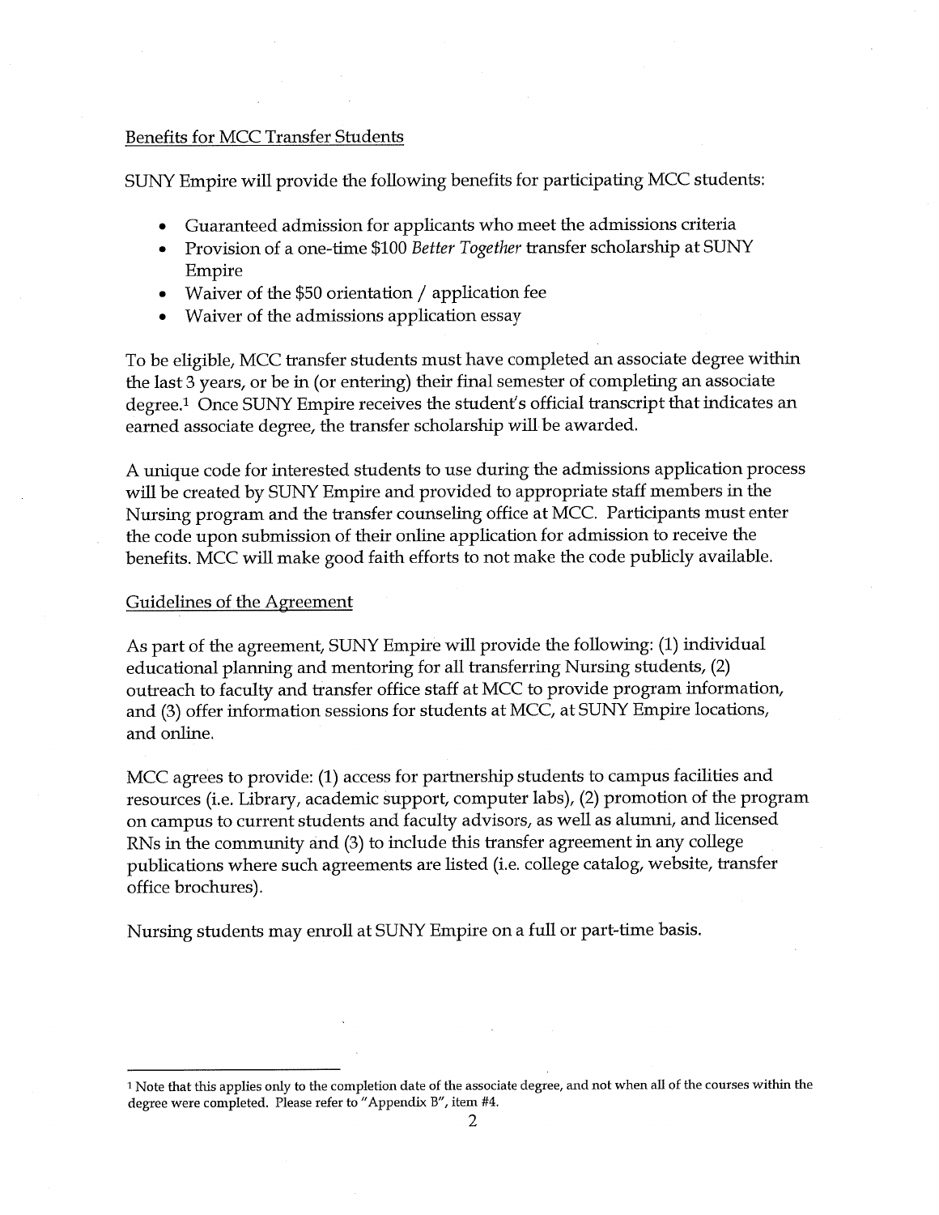## Benefits for MCC Transfer Students

SUNY Empire will provide the following benefits for participating MCC students:

- Guaranteed admission for applicants who meet the admissions criteria
- Provision of a one-time $100 *Better Together* transfer scholarship at SUNY Empire
- Waiver of the $50 orientation / application fee
- Waiver of the admissions application essay

To be eligible, MCC transfer students must have completed an associate degree within the last 3 years, or be in (or entering) their final semester of completing an associate degree.[1] Once SUNY Empire receives the student's official transcript that indicates an earned associate degree, the transfer scholarship will be awarded.

A unique code for interested students to use during the admissions application process will be created by SUNY Empire and provided to appropriate staff members in the Nursing program and the transfer counseling office at MCC. Participants must enter the code upon submission of their online application for admission to receive the benefits. MCC will make good faith efforts to not make the code publicly available.

## Guidelines of the Agreement

As part of the agreement, SUNY Empire will provide the following: (1) individual educational planning and mentoring for all transferring Nursing students, (2) outreach to faculty and transfer office staff at MCC to provide program information, and (3) offer information sessions for students at MCC, at SUNY Empire locations, and online.

MCC agrees to provide: (1) access for partnership students to campus facilities and resources (i.e. Library, academic support, computer labs), (2) promotion of the program on campus to current students and faculty advisors, as well as alumni, and licensed RNs in the community and (3) to include this transfer agreement in any college publications where such agreements are listed (i.e. college catalog, website, transfer office brochures).

Nursing students may enroll at SUNY Empire on a full or part-time basis.

---

[1] Note that this applies only to the completion date of the associate degree, and not when all of the courses within the degree were completed. Please refer to "Appendix B", item #4.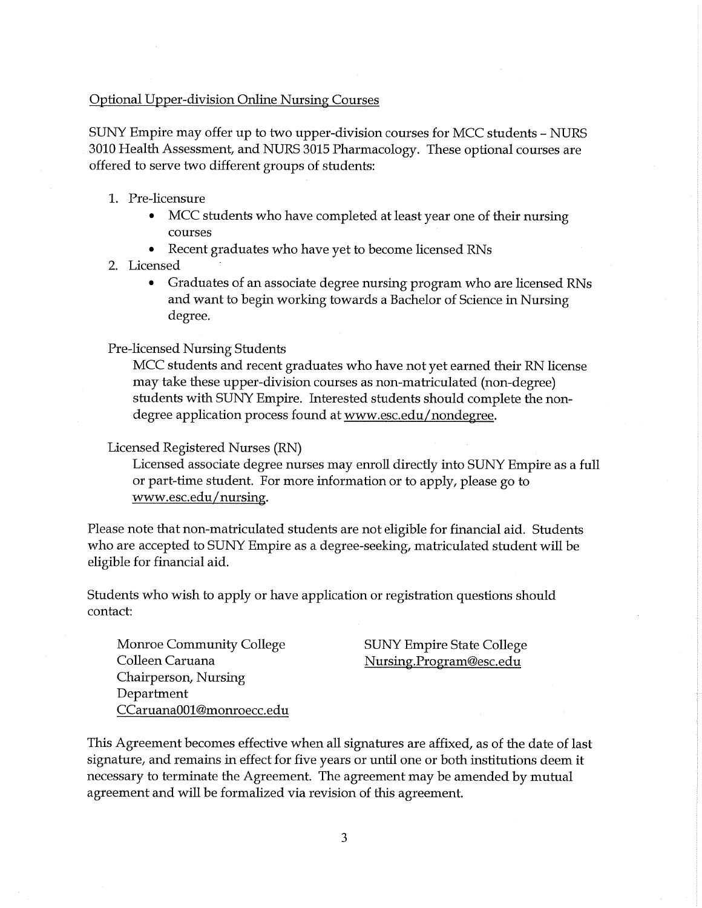Optional Upper-division Online Nursing Courses

SUNY Empire may offer up to two upper-division courses for MCC students – NURS 3010 Health Assessment, and NURS 3015 Pharmacology. These optional courses are offered to serve two different groups of students:

1. Pre-licensure
   - MCC students who have completed at least year one of their nursing courses
   - Recent graduates who have yet to become licensed RNs
2. Licensed
   - Graduates of an associate degree nursing program who are licensed RNs and want to begin working towards a Bachelor of Science in Nursing degree.

Pre-licensed Nursing Students

MCC students and recent graduates who have not yet earned their RN license may take these upper-division courses as non-matriculated (non-degree) students with SUNY Empire. Interested students should complete the non-degree application process found at www.esc.edu/nondegree.

Licensed Registered Nurses (RN)

Licensed associate degree nurses may enroll directly into SUNY Empire as a full or part-time student. For more information or to apply, please go to www.esc.edu/nursing.

Please note that non-matriculated students are not eligible for financial aid. Students who are accepted to SUNY Empire as a degree-seeking, matriculated student will be eligible for financial aid.

Students who wish to apply or have application or registration questions should contact:

Monroe Community College
Colleen Caruana
Chairperson, Nursing Department
CCaruana001@monroecc.edu

SUNY Empire State College
Nursing.Program@esc.edu

This Agreement becomes effective when all signatures are affixed, as of the date of last signature, and remains in effect for five years or until one or both institutions deem it necessary to terminate the Agreement. The agreement may be amended by mutual agreement and will be formalized via revision of this agreement.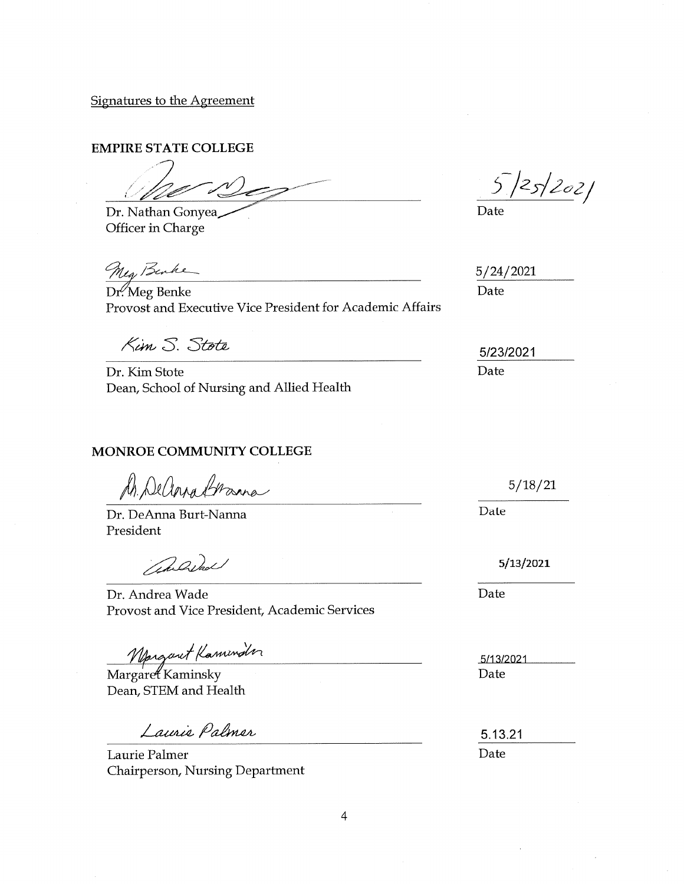Signatures to the Agreement

**EMPIRE STATE COLLEGE**

Dr. Nathan Gonyea
Officer in Charge

Date: 5/25/2021

Dr. Meg Benke
Provost and Executive Vice President for Academic Affairs

Date: 5/24/2021

Kim S. Stote

Dr. Kim Stote
Dean, School of Nursing and Allied Health

Date: 5/23/2021

**MONROE COMMUNITY COLLEGE**

Dr. DeAnna Burt-Nanna
President

Date: 5/18/21

Dr. Andrea Wade
Provost and Vice President, Academic Services

Date: 5/13/2021

Margaret Kaminsky
Dean, STEM and Health

Date: 5/13/2021

Laurie Palmer

Laurie Palmer
Chairperson, Nursing Department

Date: 5.13.21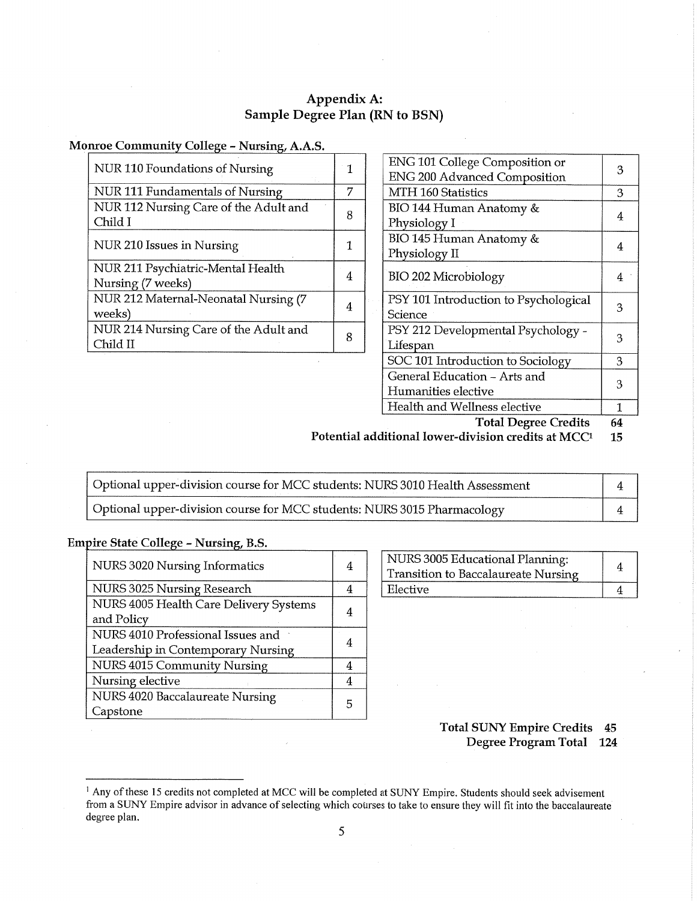## Appendix A:
## Sample Degree Plan (RN to BSN)

### Monroe Community College – Nursing, A.A.S.

| Course | Credits |
|---|---|
| NUR 110 Foundations of Nursing | 1 |
| NUR 111 Fundamentals of Nursing | 7 |
| NUR 112 Nursing Care of the Adult and Child I | 8 |
| NUR 210 Issues in Nursing | 1 |
| NUR 211 Psychiatric-Mental Health Nursing (7 weeks) | 4 |
| NUR 212 Maternal-Neonatal Nursing (7 weeks) | 4 |
| NUR 214 Nursing Care of the Adult and Child II | 8 |

| Course | Credits |
|---|---|
| ENG 101 College Composition or ENG 200 Advanced Composition | 3 |
| MTH 160 Statistics | 3 |
| BIO 144 Human Anatomy & Physiology I | 4 |
| BIO 145 Human Anatomy & Physiology II | 4 |
| BIO 202 Microbiology | 4 |
| PSY 101 Introduction to Psychological Science | 3 |
| PSY 212 Developmental Psychology - Lifespan | 3 |
| SOC 101 Introduction to Sociology | 3 |
| General Education – Arts and Humanities elective | 3 |
| Health and Wellness elective | 1 |

**Total Degree Credits 64**

**Potential additional lower-division credits at MCC[1] 15**

| Course | Credits |
|---|---|
| Optional upper-division course for MCC students: NURS 3010 Health Assessment | 4 |
| Optional upper-division course for MCC students: NURS 3015 Pharmacology | 4 |

### Empire State College – Nursing, B.S.

| Course | Credits |
|---|---|
| NURS 3020 Nursing Informatics | 4 |
| NURS 3025 Nursing Research | 4 |
| NURS 4005 Health Care Delivery Systems and Policy | 4 |
| NURS 4010 Professional Issues and Leadership in Contemporary Nursing | 4 |
| NURS 4015 Community Nursing | 4 |
| Nursing elective | 4 |
| NURS 4020 Baccalaureate Nursing Capstone | 5 |

| Course | Credits |
|---|---|
| NURS 3005 Educational Planning: Transition to Baccalaureate Nursing | 4 |
| Elective | 4 |

**Total SUNY Empire Credits 45**

**Degree Program Total 124**

---

[1] Any of these 15 credits not completed at MCC will be completed at SUNY Empire. Students should seek advisement from a SUNY Empire advisor in advance of selecting which courses to take to ensure they will fit into the baccalaureate degree plan.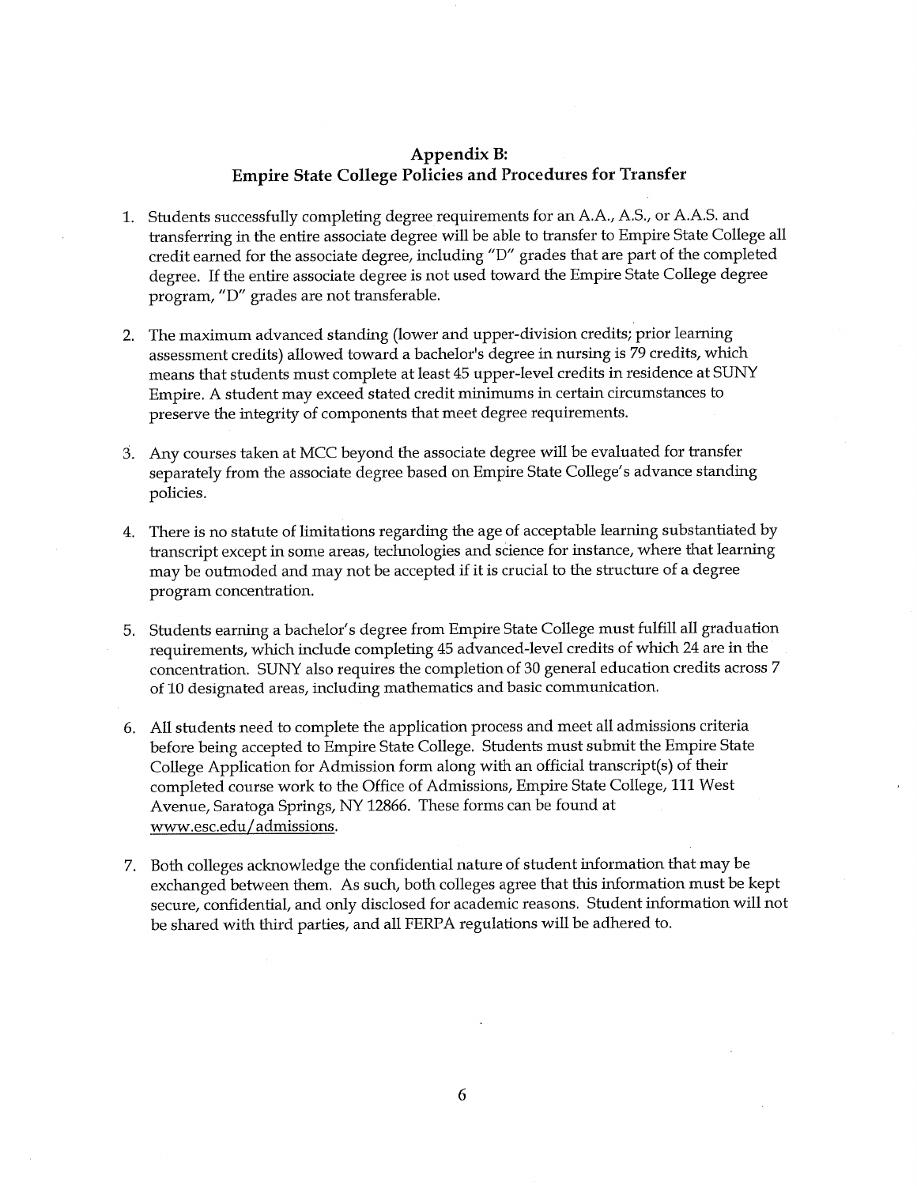## Appendix B:
## Empire State College Policies and Procedures for Transfer

1. Students successfully completing degree requirements for an A.A., A.S., or A.A.S. and transferring in the entire associate degree will be able to transfer to Empire State College all credit earned for the associate degree, including "D" grades that are part of the completed degree. If the entire associate degree is not used toward the Empire State College degree program, "D" grades are not transferable.

2. The maximum advanced standing (lower and upper-division credits; prior learning assessment credits) allowed toward a bachelor's degree in nursing is 79 credits, which means that students must complete at least 45 upper-level credits in residence at SUNY Empire. A student may exceed stated credit minimums in certain circumstances to preserve the integrity of components that meet degree requirements.

3. Any courses taken at MCC beyond the associate degree will be evaluated for transfer separately from the associate degree based on Empire State College's advance standing policies.

4. There is no statute of limitations regarding the age of acceptable learning substantiated by transcript except in some areas, technologies and science for instance, where that learning may be outmoded and may not be accepted if it is crucial to the structure of a degree program concentration.

5. Students earning a bachelor's degree from Empire State College must fulfill all graduation requirements, which include completing 45 advanced-level credits of which 24 are in the concentration. SUNY also requires the completion of 30 general education credits across 7 of 10 designated areas, including mathematics and basic communication.

6. All students need to complete the application process and meet all admissions criteria before being accepted to Empire State College. Students must submit the Empire State College Application for Admission form along with an official transcript(s) of their completed course work to the Office of Admissions, Empire State College, 111 West Avenue, Saratoga Springs, NY 12866. These forms can be found at www.esc.edu/admissions.

7. Both colleges acknowledge the confidential nature of student information that may be exchanged between them. As such, both colleges agree that this information must be kept secure, confidential, and only disclosed for academic reasons. Student information will not be shared with third parties, and all FERPA regulations will be adhered to.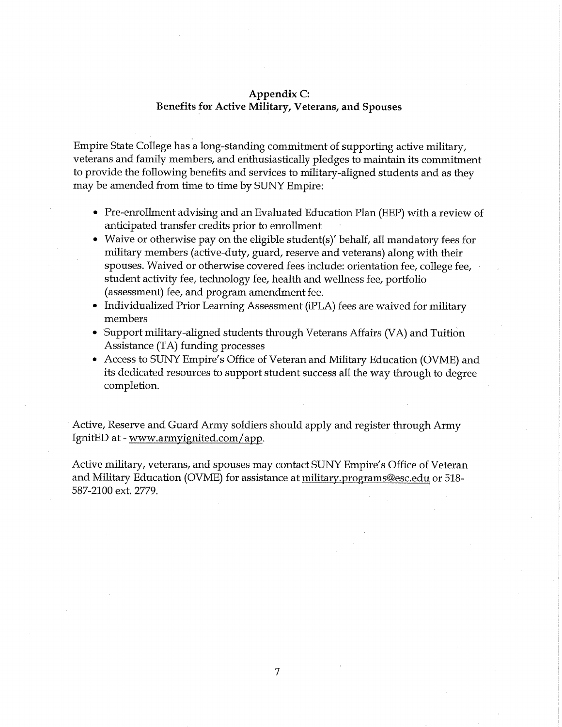## Appendix C:
## Benefits for Active Military, Veterans, and Spouses

Empire State College has a long-standing commitment of supporting active military, veterans and family members, and enthusiastically pledges to maintain its commitment to provide the following benefits and services to military-aligned students and as they may be amended from time to time by SUNY Empire:

- Pre-enrollment advising and an Evaluated Education Plan (EEP) with a review of anticipated transfer credits prior to enrollment
- Waive or otherwise pay on the eligible student(s)' behalf, all mandatory fees for military members (active-duty, guard, reserve and veterans) along with their spouses. Waived or otherwise covered fees include: orientation fee, college fee, student activity fee, technology fee, health and wellness fee, portfolio (assessment) fee, and program amendment fee.
- Individualized Prior Learning Assessment (iPLA) fees are waived for military members
- Support military-aligned students through Veterans Affairs (VA) and Tuition Assistance (TA) funding processes
- Access to SUNY Empire's Office of Veteran and Military Education (OVME) and its dedicated resources to support student success all the way through to degree completion.

Active, Reserve and Guard Army soldiers should apply and register through Army IgnitED at - www.armyignited.com/app.

Active military, veterans, and spouses may contact SUNY Empire's Office of Veteran and Military Education (OVME) for assistance at military.programs@esc.edu or 518-587-2100 ext. 2779.